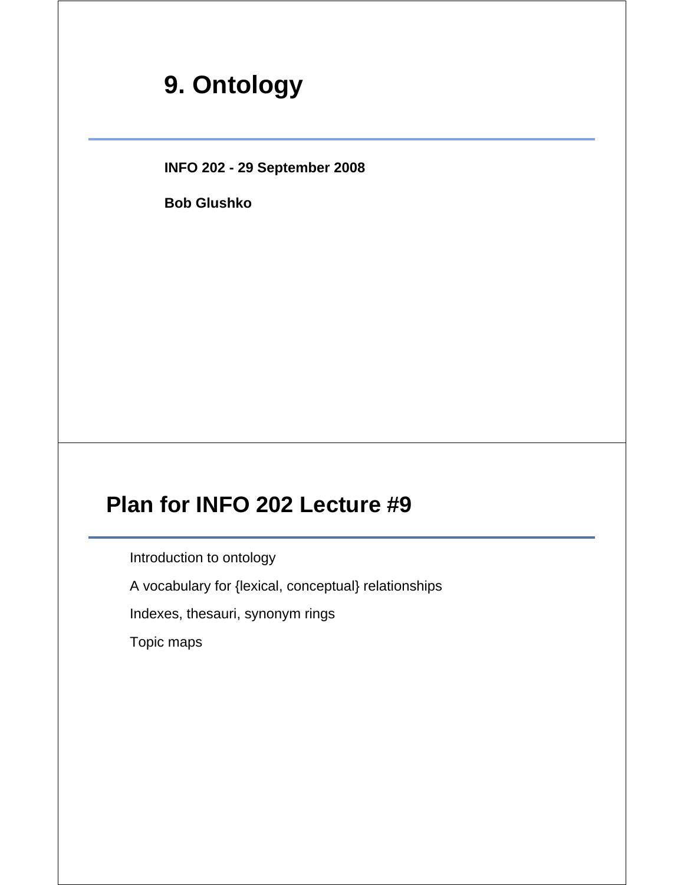# 9. Ontology

**INFO 202 - 29 September 2008**

**Bob Glushko**

## Plan for INFO 202 Lecture #9

Introduction to ontology

A vocabulary for {lexical, conceptual} relationships

Indexes, thesauri, synonym rings

Topic maps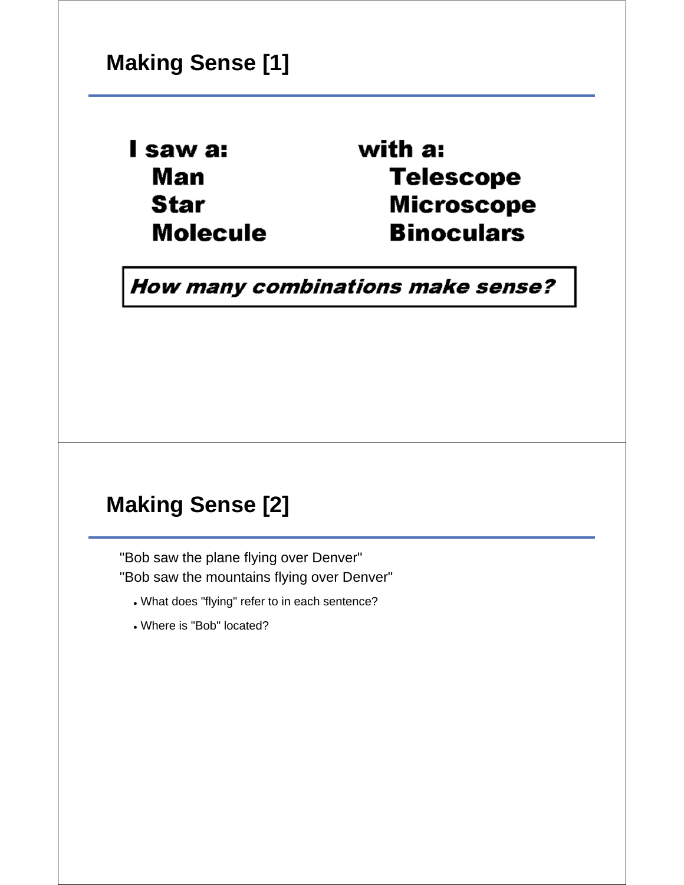## Making Sense [1]

**I saw a:**
- **Man**
- **Star**
- **Molecule**

**with a:**
- **Telescope**
- **Microscope**
- **Binoculars**

***How many combinations make sense?***

## Making Sense [2]

"Bob saw the plane flying over Denver"
"Bob saw the mountains flying over Denver"

- What does "flying" refer to in each sentence?
- Where is "Bob" located?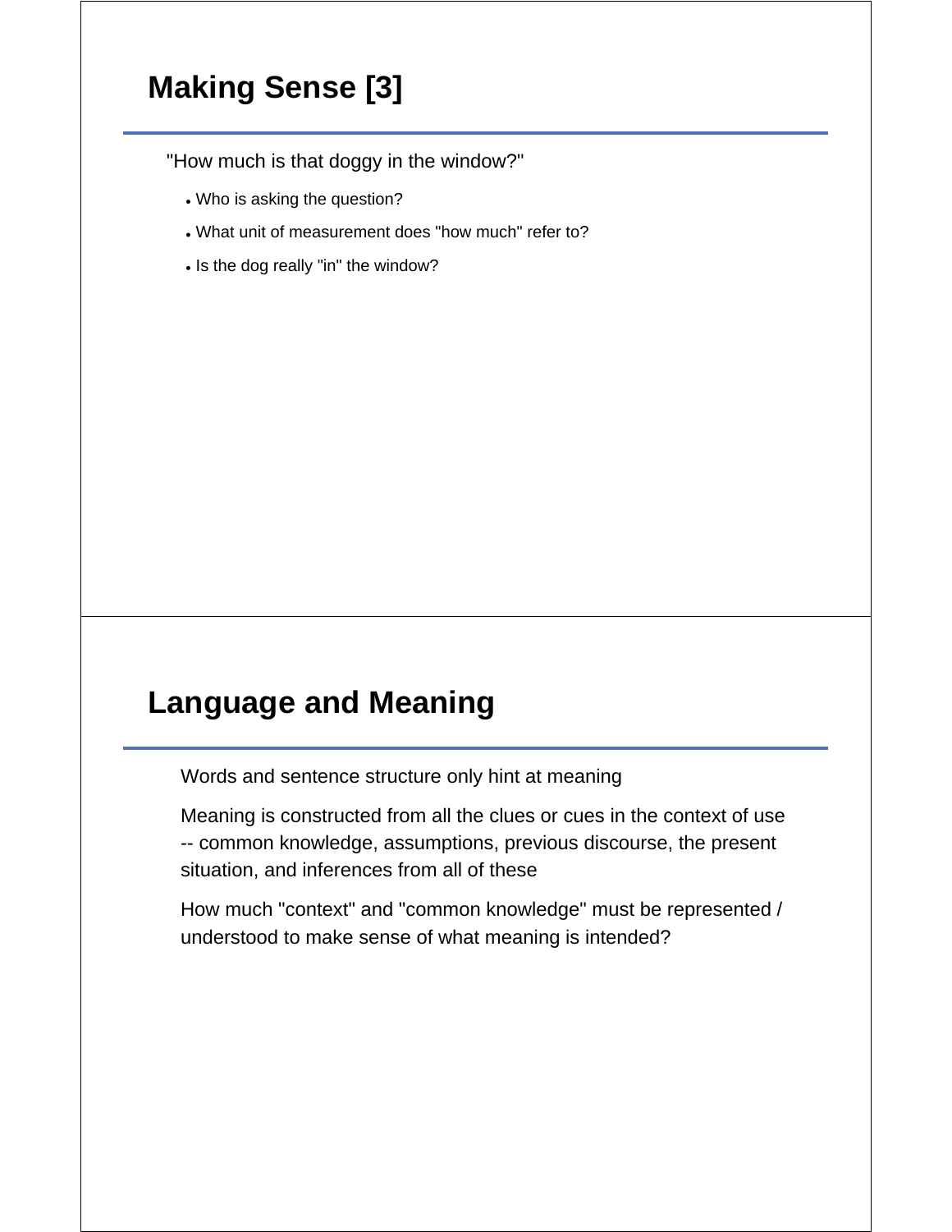## Making Sense [3]

"How much is that doggy in the window?"

- Who is asking the question?
- What unit of measurement does "how much" refer to?
- Is the dog really "in" the window?

## Language and Meaning

Words and sentence structure only hint at meaning

Meaning is constructed from all the clues or cues in the context of use -- common knowledge, assumptions, previous discourse, the present situation, and inferences from all of these

How much "context" and "common knowledge" must be represented / understood to make sense of what meaning is intended?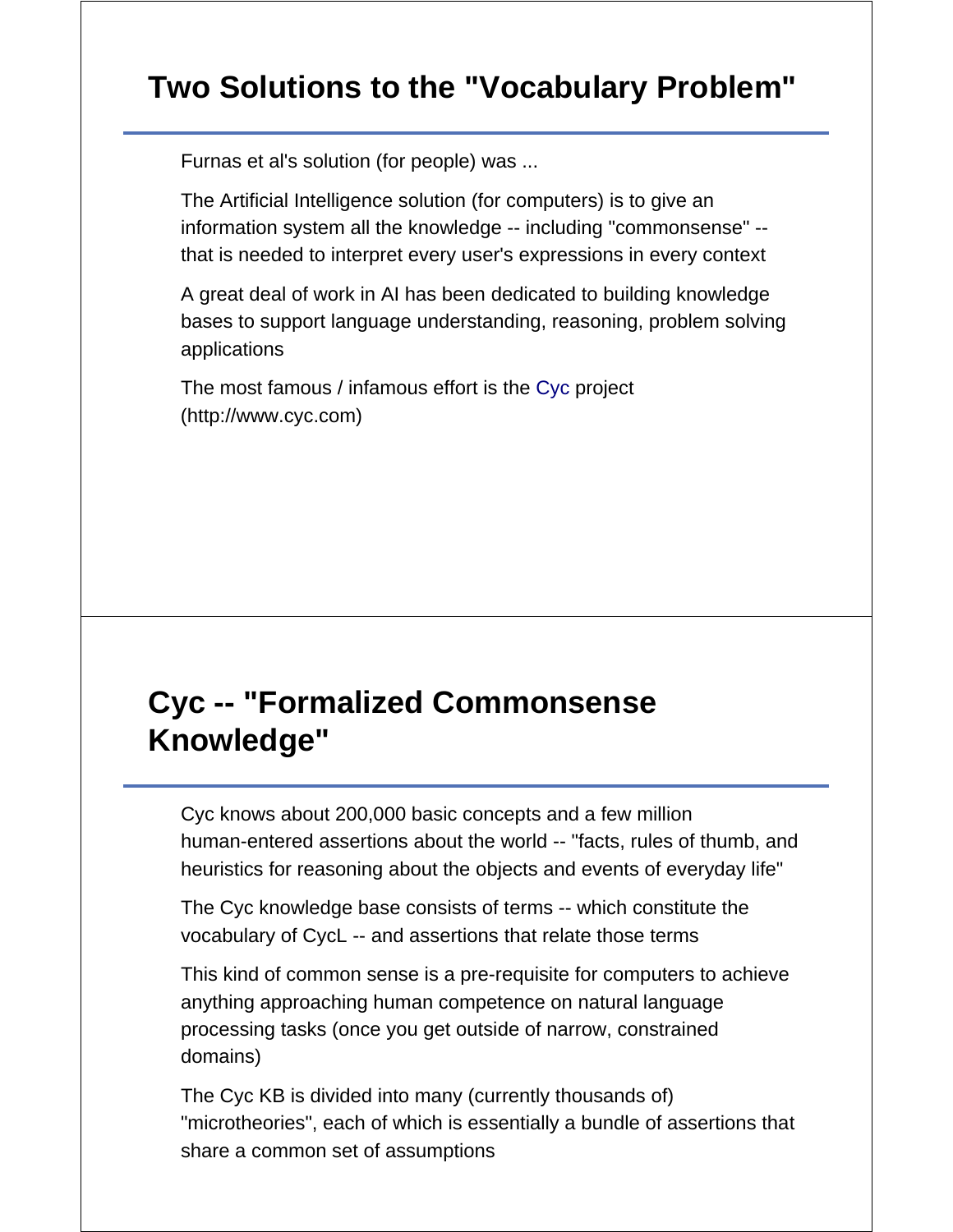## Two Solutions to the "Vocabulary Problem"

Furnas et al's solution (for people) was ...

The Artificial Intelligence solution (for computers) is to give an information system all the knowledge -- including "commonsense" -- that is needed to interpret every user's expressions in every context

A great deal of work in AI has been dedicated to building knowledge bases to support language understanding, reasoning, problem solving applications

The most famous / infamous effort is the Cyc project (http://www.cyc.com)

## Cyc -- "Formalized Commonsense Knowledge"

Cyc knows about 200,000 basic concepts and a few million human-entered assertions about the world -- "facts, rules of thumb, and heuristics for reasoning about the objects and events of everyday life"

The Cyc knowledge base consists of terms -- which constitute the vocabulary of CycL -- and assertions that relate those terms

This kind of common sense is a pre-requisite for computers to achieve anything approaching human competence on natural language processing tasks (once you get outside of narrow, constrained domains)

The Cyc KB is divided into many (currently thousands of) "microtheories", each of which is essentially a bundle of assertions that share a common set of assumptions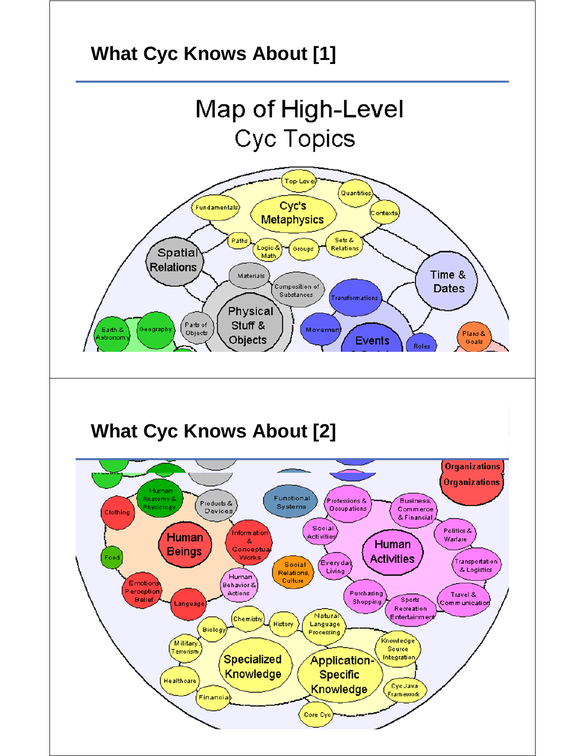## What Cyc Knows About [1]

Map of High-Level Cyc Topics

Top-Level

Quantities

Fundamentals

Cyc's Metaphysics

Contexts

Paths

Logic & Math

Groups

Sets & Relations

Spatial Relations

Time & Dates

Materials

Composition of Substances

Transformations

Physical Stuff & Objects

Parts of Objects

Earth & Astronomy

Geography

Movement

Events

Roles

Plans & Goals

## What Cyc Knows About [2]

Organizations

Organizations

Human Anatomy & Physiology

Products & Devices

Functional Systems

Professions & Occupations

Business, Commerce & Financial

Clothing

Human Beings

Information & Conceptual Works

Social Activities

Human Activities

Politics & Warfare

Food

Social Relations, Culture

Everyday Living

Transportation & Logistics

Emotions Perception Belief

Human Behavior & Actions

Purchasing Shopping

Sports Recreation Entertainment

Travel & Communication

Language

Chemistry

History

Natural Language Processing

Biology

Knowledge Source Integration

Military, Terrorism

Specialized Knowledge

Application-Specific Knowledge

Healthcare

Cyc Java Framework

Financial

Core Cyc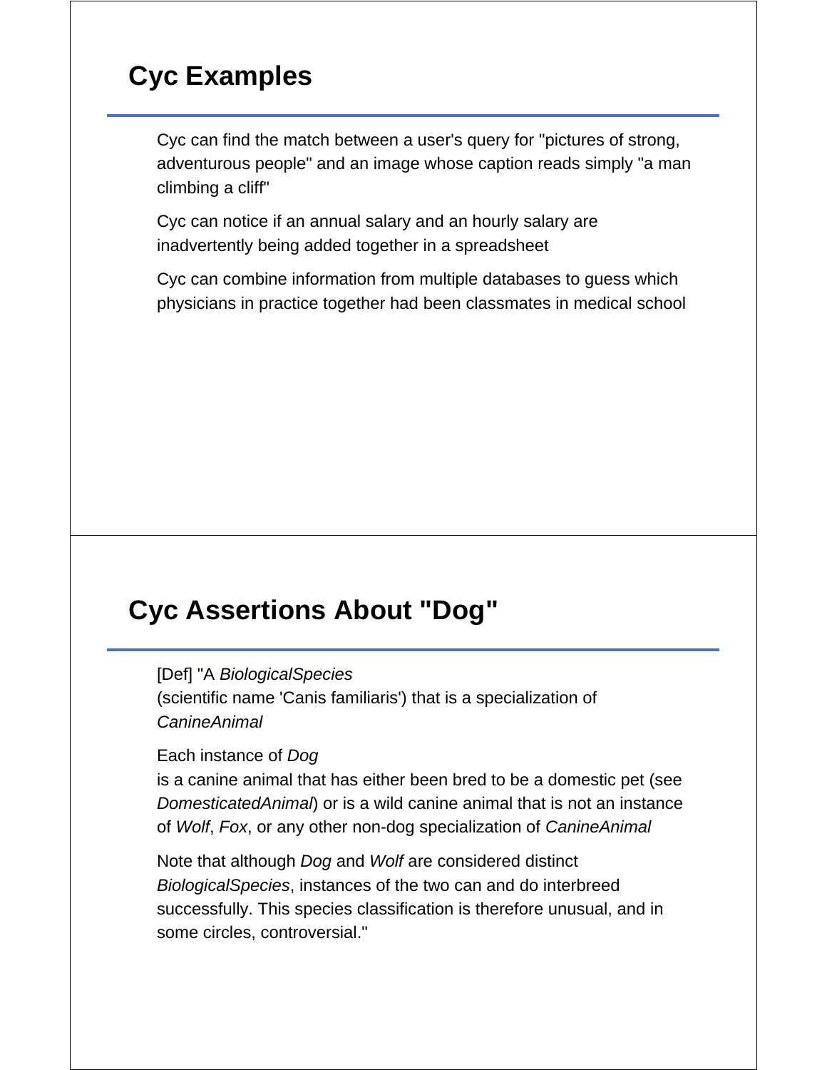## Cyc Examples

Cyc can find the match between a user's query for "pictures of strong, adventurous people" and an image whose caption reads simply "a man climbing a cliff"

Cyc can notice if an annual salary and an hourly salary are inadvertently being added together in a spreadsheet

Cyc can combine information from multiple databases to guess which physicians in practice together had been classmates in medical school

## Cyc Assertions About "Dog"

[Def] "A *BiologicalSpecies*
(scientific name 'Canis familiaris') that is a specialization of *CanineAnimal*

Each instance of *Dog*
is a canine animal that has either been bred to be a domestic pet (see *DomesticatedAnimal*) or is a wild canine animal that is not an instance of *Wolf*, *Fox*, or any other non-dog specialization of *CanineAnimal*

Note that although *Dog* and *Wolf* are considered distinct *BiologicalSpecies*, instances of the two can and do interbreed successfully. This species classification is therefore unusual, and in some circles, controversial."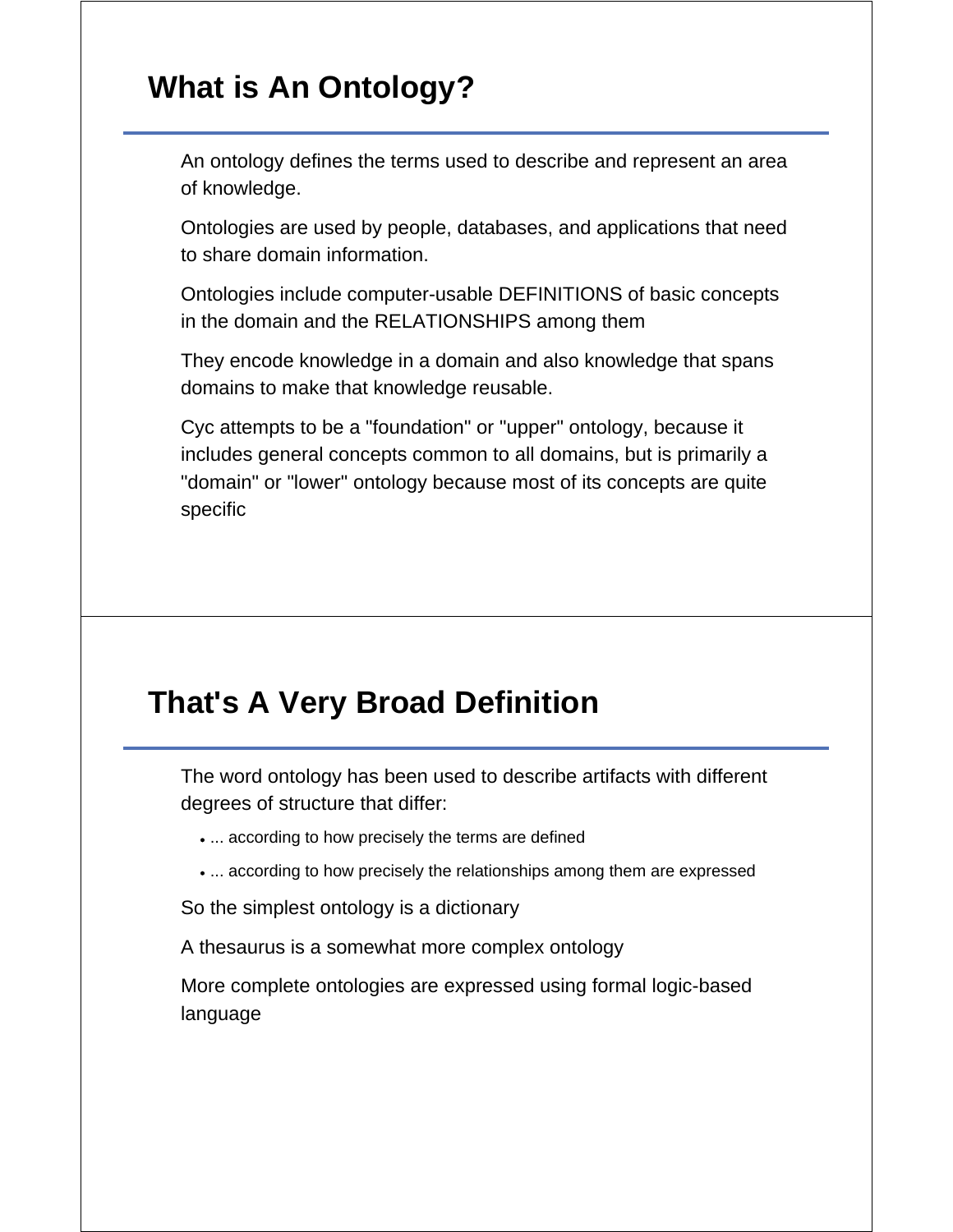## What is An Ontology?

An ontology defines the terms used to describe and represent an area of knowledge.

Ontologies are used by people, databases, and applications that need to share domain information.

Ontologies include computer-usable DEFINITIONS of basic concepts in the domain and the RELATIONSHIPS among them

They encode knowledge in a domain and also knowledge that spans domains to make that knowledge reusable.

Cyc attempts to be a "foundation" or "upper" ontology, because it includes general concepts common to all domains, but is primarily a "domain" or "lower" ontology because most of its concepts are quite specific

## That's A Very Broad Definition

The word ontology has been used to describe artifacts with different degrees of structure that differ:

- ... according to how precisely the terms are defined
- ... according to how precisely the relationships among them are expressed

So the simplest ontology is a dictionary

A thesaurus is a somewhat more complex ontology

More complete ontologies are expressed using formal logic-based language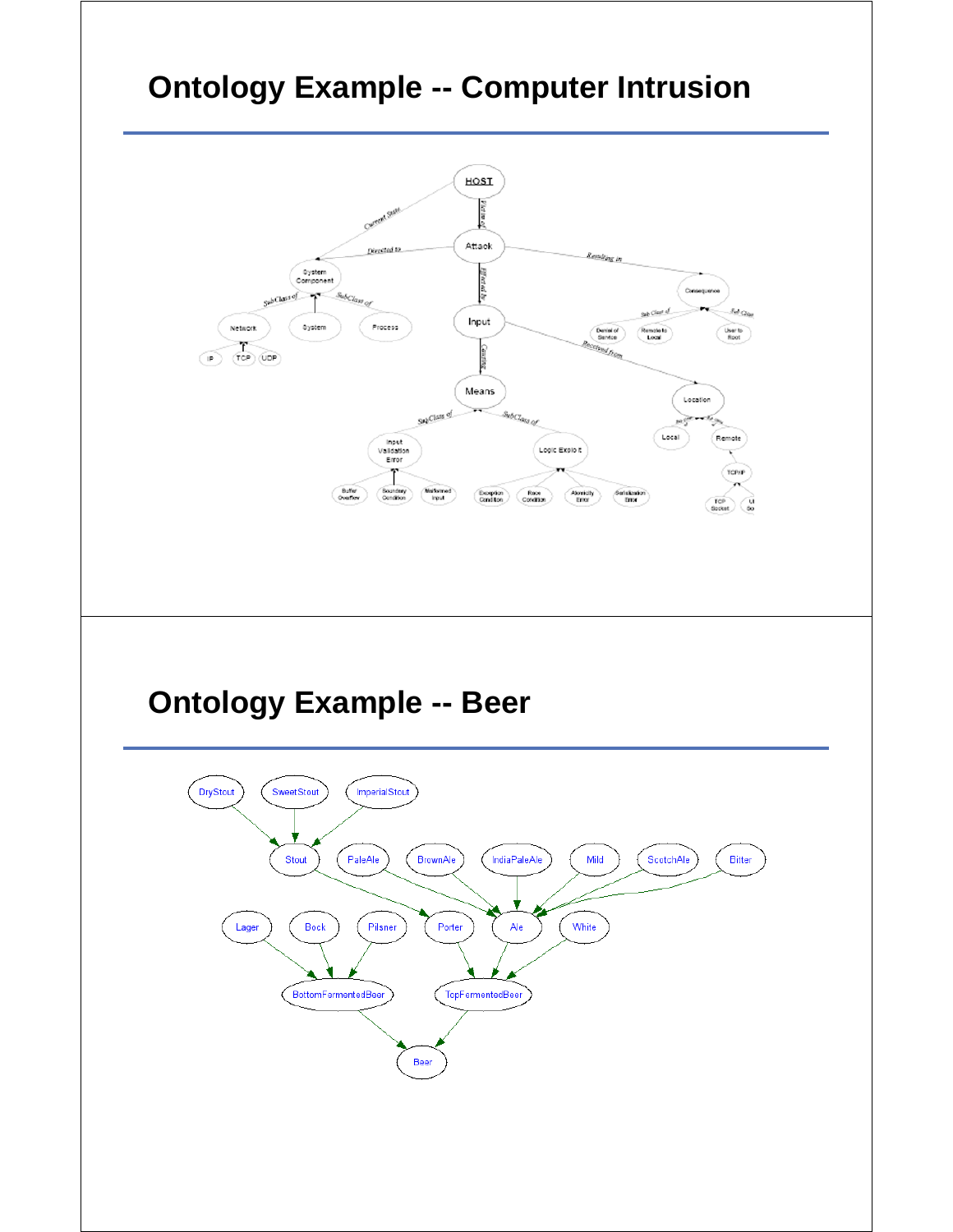# Ontology Example -- Computer Intrusion

# Ontology Example -- Beer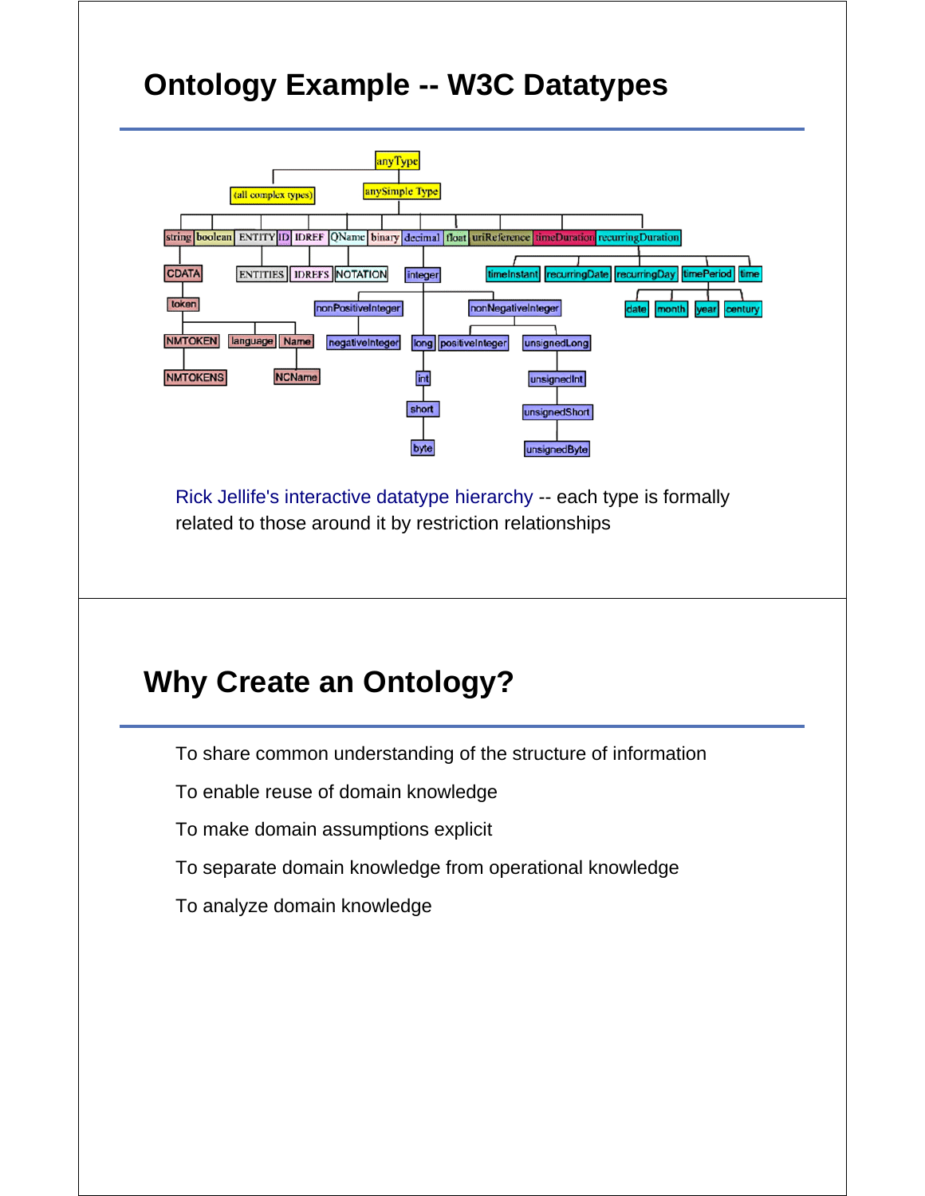# Ontology Example -- W3C Datatypes

Rick Jellife's interactive datatype hierarchy -- each type is formally related to those around it by restriction relationships

# Why Create an Ontology?

To share common understanding of the structure of information

To enable reuse of domain knowledge

To make domain assumptions explicit

To separate domain knowledge from operational knowledge

To analyze domain knowledge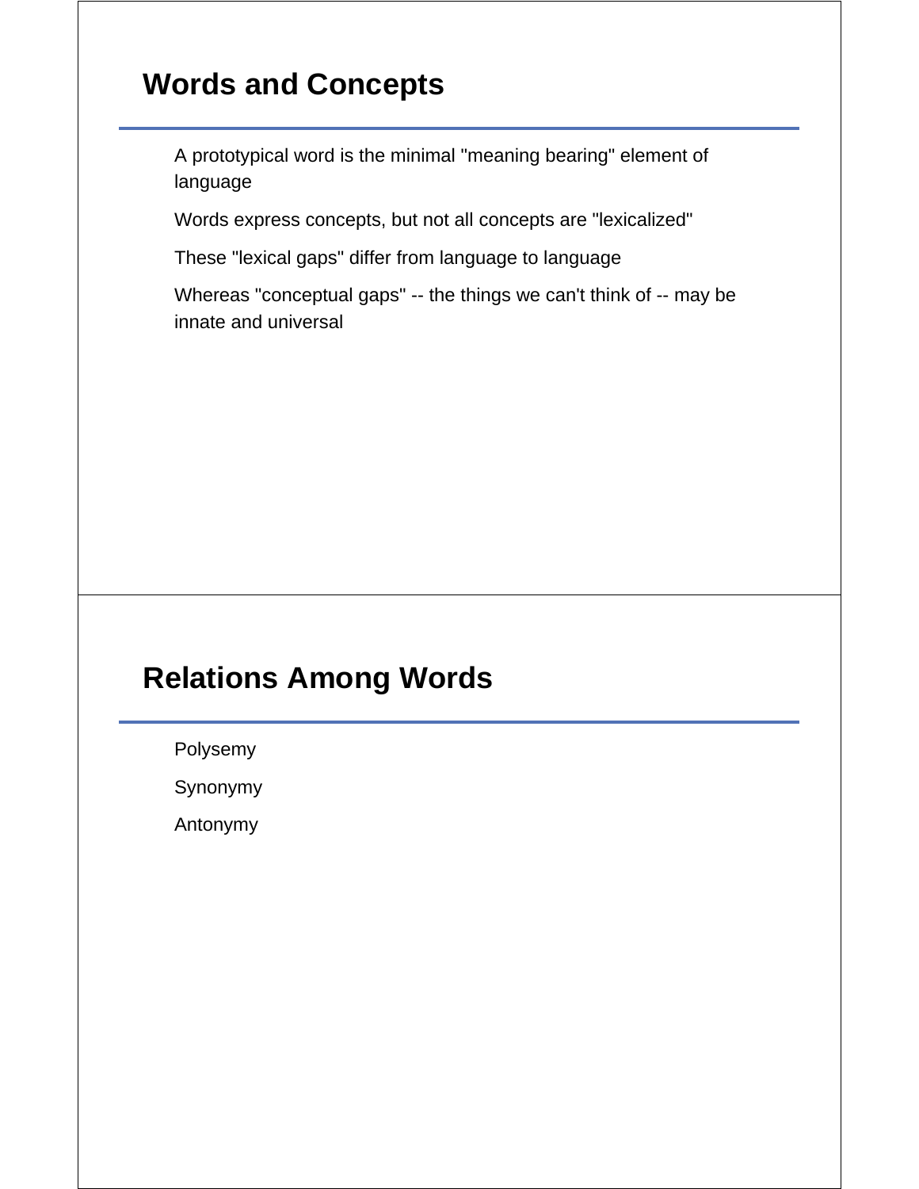## Words and Concepts

A prototypical word is the minimal "meaning bearing" element of language

Words express concepts, but not all concepts are "lexicalized"

These "lexical gaps" differ from language to language

Whereas "conceptual gaps" -- the things we can't think of -- may be innate and universal

## Relations Among Words

Polysemy

Synonymy

Antonymy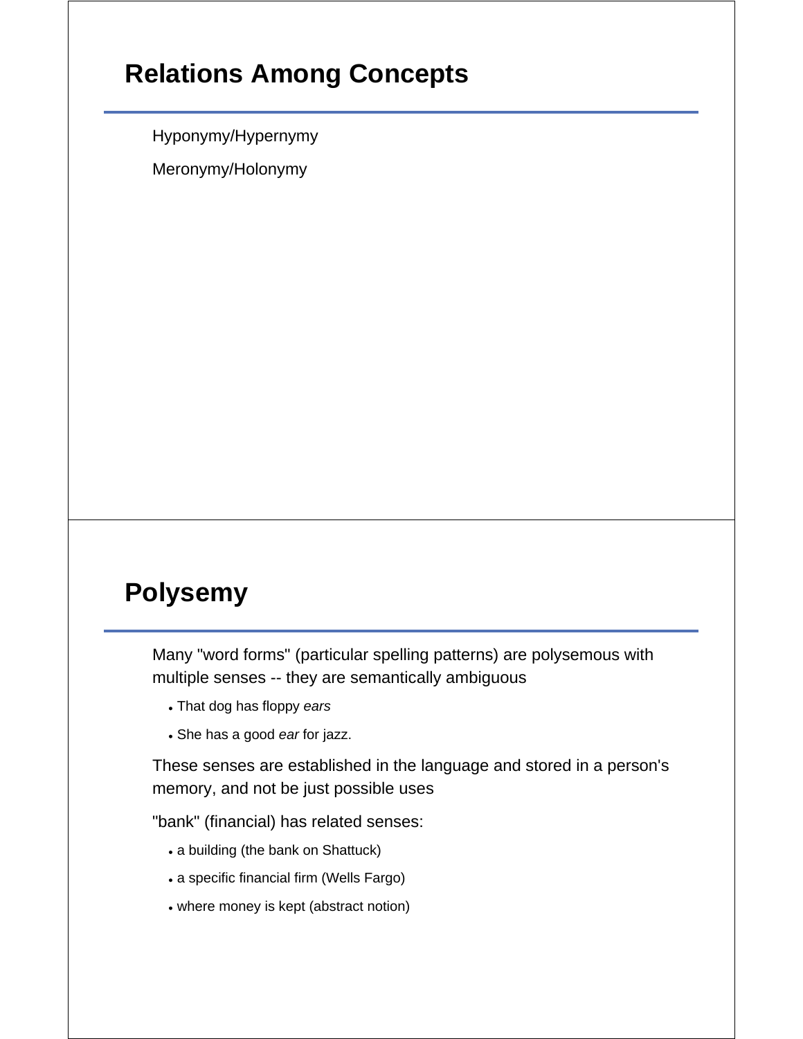# Relations Among Concepts

Hyponymy/Hypernymy

Meronymy/Holonymy

# Polysemy

Many "word forms" (particular spelling patterns) are polysemous with multiple senses -- they are semantically ambiguous

- That dog has floppy *ears*
- She has a good *ear* for jazz.

These senses are established in the language and stored in a person's memory, and not be just possible uses

"bank" (financial) has related senses:

- a building (the bank on Shattuck)
- a specific financial firm (Wells Fargo)
- where money is kept (abstract notion)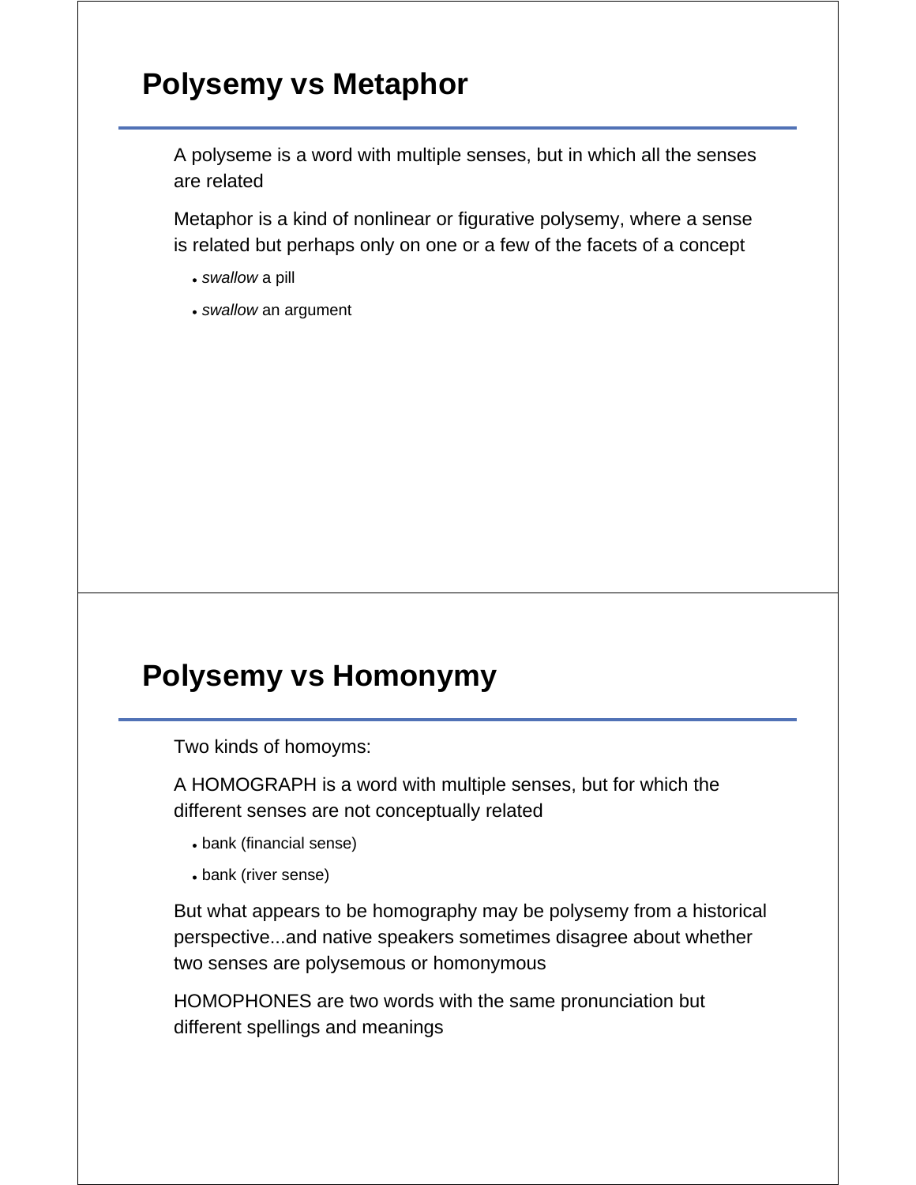## Polysemy vs Metaphor

A polyseme is a word with multiple senses, but in which all the senses are related

Metaphor is a kind of nonlinear or figurative polysemy, where a sense is related but perhaps only on one or a few of the facets of a concept

- *swallow* a pill
- *swallow* an argument

## Polysemy vs Homonymy

Two kinds of homoyms:

A HOMOGRAPH is a word with multiple senses, but for which the different senses are not conceptually related

- bank (financial sense)
- bank (river sense)

But what appears to be homography may be polysemy from a historical perspective...and native speakers sometimes disagree about whether two senses are polysemous or homonymous

HOMOPHONES are two words with the same pronunciation but different spellings and meanings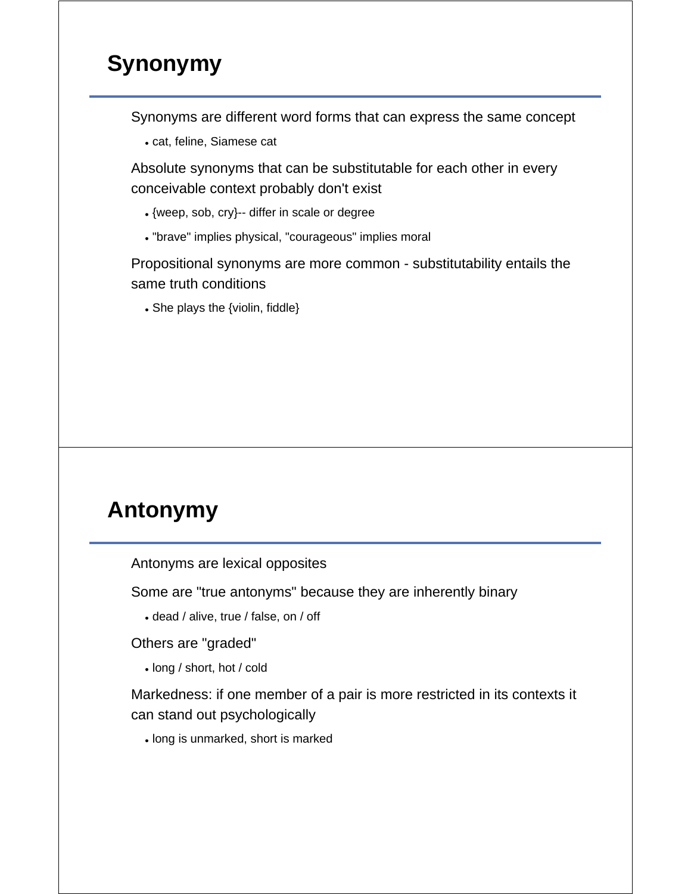## Synonymy

Synonyms are different word forms that can express the same concept

- cat, feline, Siamese cat

Absolute synonyms that can be substitutable for each other in every conceivable context probably don't exist

- {weep, sob, cry}-- differ in scale or degree
- "brave" implies physical, "courageous" implies moral

Propositional synonyms are more common - substitutability entails the same truth conditions

- She plays the {violin, fiddle}

## Antonymy

Antonyms are lexical opposites

Some are "true antonyms" because they are inherently binary

- dead / alive, true / false, on / off

Others are "graded"

- long / short, hot / cold

Markedness: if one member of a pair is more restricted in its contexts it can stand out psychologically

- long is unmarked, short is marked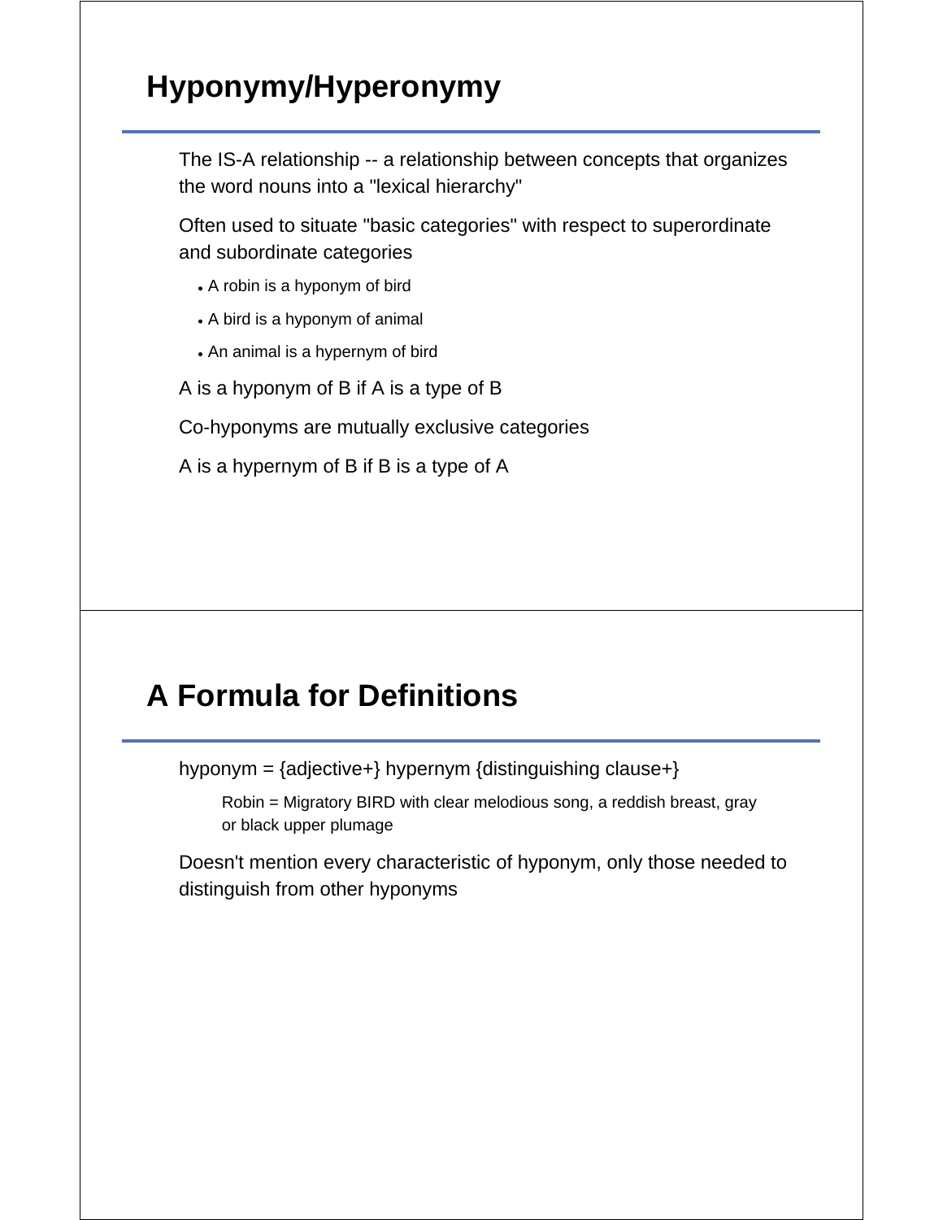## Hyponymy/Hyperonymy

The IS-A relationship -- a relationship between concepts that organizes the word nouns into a "lexical hierarchy"

Often used to situate "basic categories" with respect to superordinate and subordinate categories

- A robin is a hyponym of bird
- A bird is a hyponym of animal
- An animal is a hypernym of bird

A is a hyponym of B if A is a type of B

Co-hyponyms are mutually exclusive categories

A is a hypernym of B if B is a type of A

## A Formula for Definitions

hyponym = {adjective+} hypernym {distinguishing clause+}

> Robin = Migratory BIRD with clear melodious song, a reddish breast, gray or black upper plumage

Doesn't mention every characteristic of hyponym, only those needed to distinguish from other hyponyms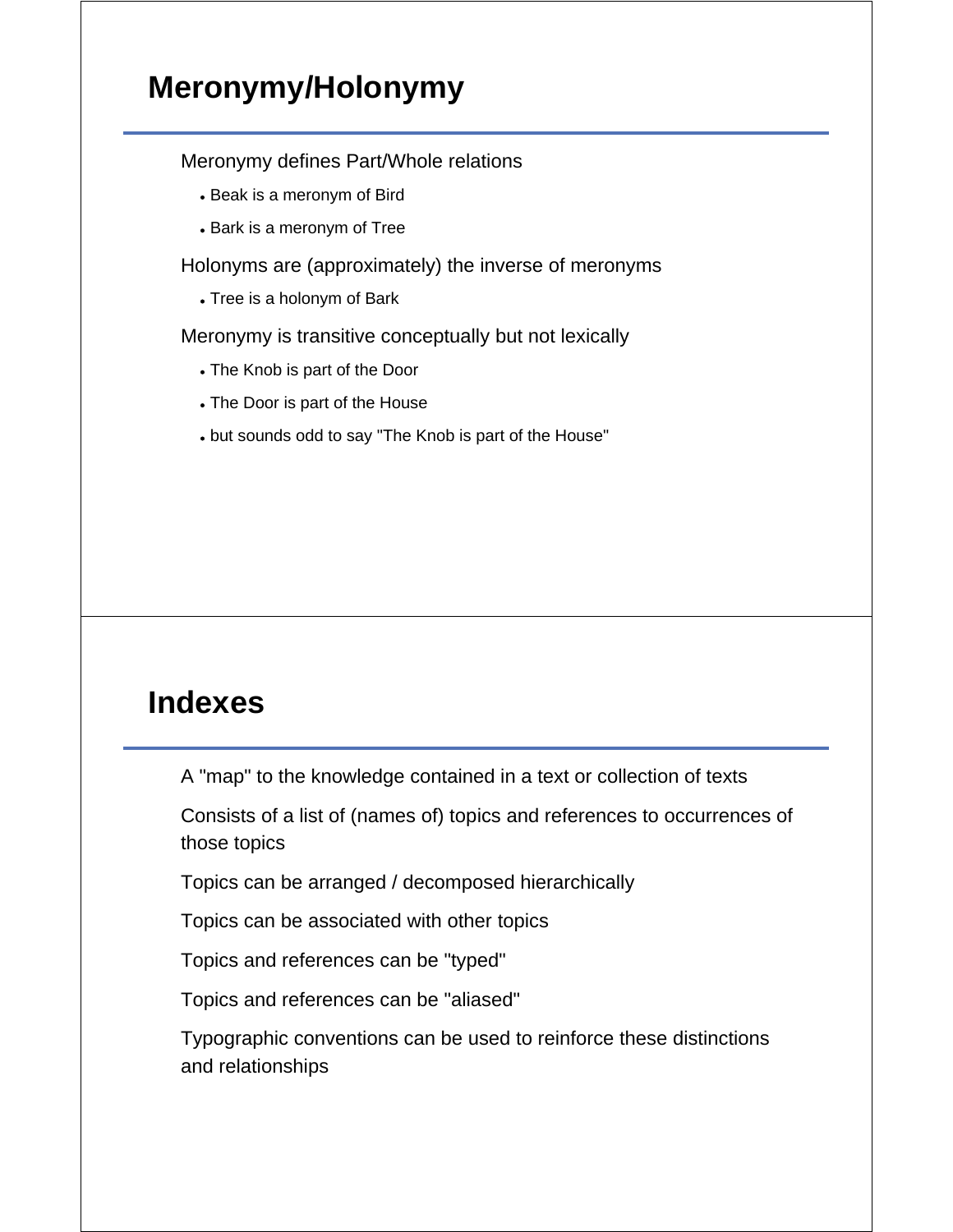## Meronymy/Holonymy

Meronymy defines Part/Whole relations

- Beak is a meronym of Bird
- Bark is a meronym of Tree

Holonyms are (approximately) the inverse of meronyms

- Tree is a holonym of Bark

Meronymy is transitive conceptually but not lexically

- The Knob is part of the Door
- The Door is part of the House
- but sounds odd to say "The Knob is part of the House"

## Indexes

A "map" to the knowledge contained in a text or collection of texts

Consists of a list of (names of) topics and references to occurrences of those topics

Topics can be arranged / decomposed hierarchically

Topics can be associated with other topics

Topics and references can be "typed"

Topics and references can be "aliased"

Typographic conventions can be used to reinforce these distinctions and relationships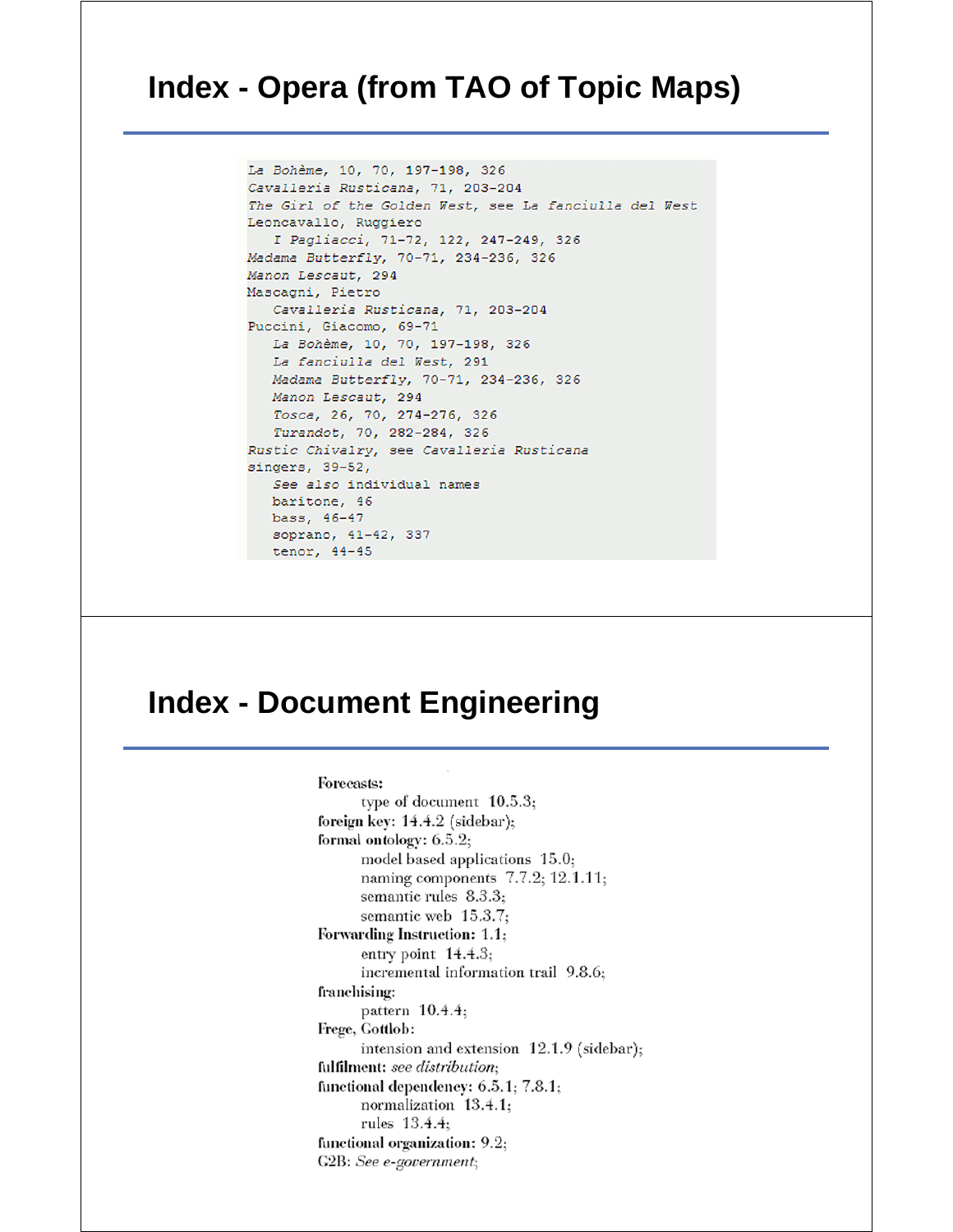## Index - Opera (from TAO of Topic Maps)

```
La Bohème, 10, 70, 197-198, 326
Cavalleria Rusticana, 71, 203-204
The Girl of the Golden West, see La fanciulla del West
Leoncavallo, Ruggiero
   I Pagliacci, 71-72, 122, 247-249, 326
Madama Butterfly, 70-71, 234-236, 326
Manon Lescaut, 294
Mascagni, Pietro
   Cavalleria Rusticana, 71, 203-204
Puccini, Giacomo, 69-71
   La Bohème, 10, 70, 197-198, 326
   La fanciulla del West, 291
   Madama Butterfly, 70-71, 234-236, 326
   Manon Lescaut, 294
   Tosca, 26, 70, 274-276, 326
   Turandot, 70, 282-284, 326
Rustic Chivalry, see Cavalleria Rusticana
singers, 39-52,
   See also individual names
   baritone, 46
   bass, 46-47
   soprano, 41-42, 337
   tenor, 44-45
```

## Index - Document Engineering

**Forecasts:**
    type of document 10.5.3;
**foreign key:** 14.4.2 (sidebar);
**formal ontology:** 6.5.2;
    model based applications 15.0;
    naming components 7.7.2; 12.1.11;
    semantic rules 8.3.3;
    semantic web 15.3.7;
**Forwarding Instruction:** 1.1;
    entry point 14.4.3;
    incremental information trail 9.8.6;
**franchising:**
    pattern 10.4.4;
**Frege, Gottlob:**
    intension and extension 12.1.9 (sidebar);
**fulfilment:** *see distribution*;
**functional dependency:** 6.5.1; 7.8.1;
    normalization 13.4.1;
    rules 13.4.4;
**functional organization:** 9.2;
**G2B:** *See e-government*;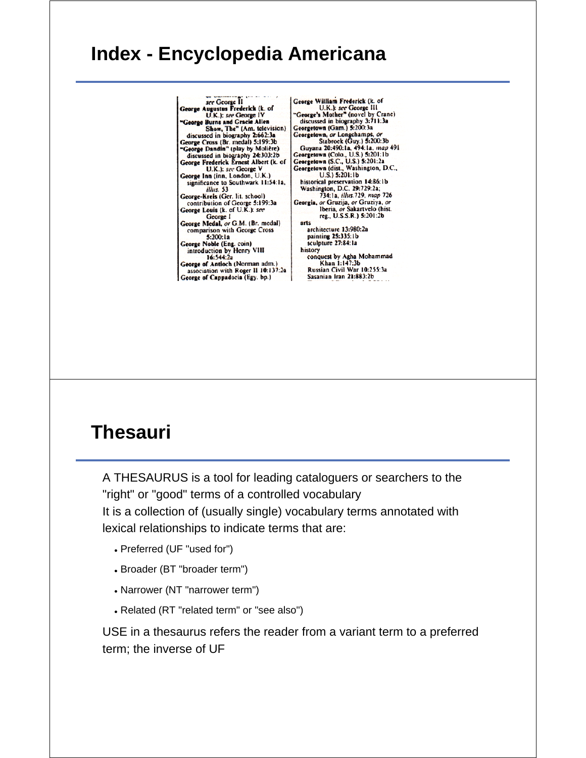## Index - Encyclopedia Americana

see George II
**George Augustus Frederick** (k. of U.K.): *see* George IV
**"George Burns and Gracie Allen Show, The"** (Am. television) discussed in biography **2:662:3a**
**George Cross** (Br. medal) **5:199:3b**
**"George Dandin"** (play by Molière) discussed in biography **24:303:2b**
**George Frederick Ernest Albert** (k. of U.K.): *see* George V
**George Inn** (inn, London, U.K.) significance to Southwark **11:54:1a**, *illus.* **53**
**George-Kreis** (Ger. lit. school) contribution of George **5:199:3a**
**George Louis** (k. of U.K.): *see* George I
**George Medal**, *or* G.M. (Br. medal) comparison with George Cross **5:200:1a**
**George Noble** (Eng. coin) introduction by Henry VIII **16:544:2a**
**George of Antioch** (Norman adm.) association with Roger II **10:137:2a**
**George of Cappadocia** (Egy. bp.)
**George William Frederick** (k. of U.K.): *see* George III
**"George's Mother"** (novel by Crane) discussed in biography **3:711:3a**
**Georgetown** (Gam.) **5:200:3a**
**Georgetown**, *or* **Longchamps**, *or* Stabroek (Guy.) **5:200:3b**
Guyana **20:490:1a**, **494:1a**, *map* **491**
**Georgetown** (Colo., U.S.) **5:201:1b**
**Georgetown** (S.C., U.S.) **5:201:2a**
**Georgetown** (dist., Washington, D.C., U.S.) **5:201:1b**
historical preservation **14:86:1b**
Washington, D.C. **29:729:2a**; **734:1a**, *illus.* **729**, *map* **726**
**Georgia**, *or* Gruzija, *or* Gruziya, *or* Iberia, *or* Sakartvelo (hist. reg., U.S.S.R.) **5:201:2b**
arts
architecture **13:980:2a**
painting **25:335:1b**
sculpture **27:84:1a**
history
conquest by Agha Mohammad Khan **1:147:3b**
Russian Civil War **10:255:3a**
Sasanian Iran **21:883:2b**

## Thesauri

A THESAURUS is a tool for leading cataloguers or searchers to the "right" or "good" terms of a controlled vocabulary
It is a collection of (usually single) vocabulary terms annotated with lexical relationships to indicate terms that are:

- Preferred (UF "used for")
- Broader (BT "broader term")
- Narrower (NT "narrower term")
- Related (RT "related term" or "see also")

USE in a thesaurus refers the reader from a variant term to a preferred term; the inverse of UF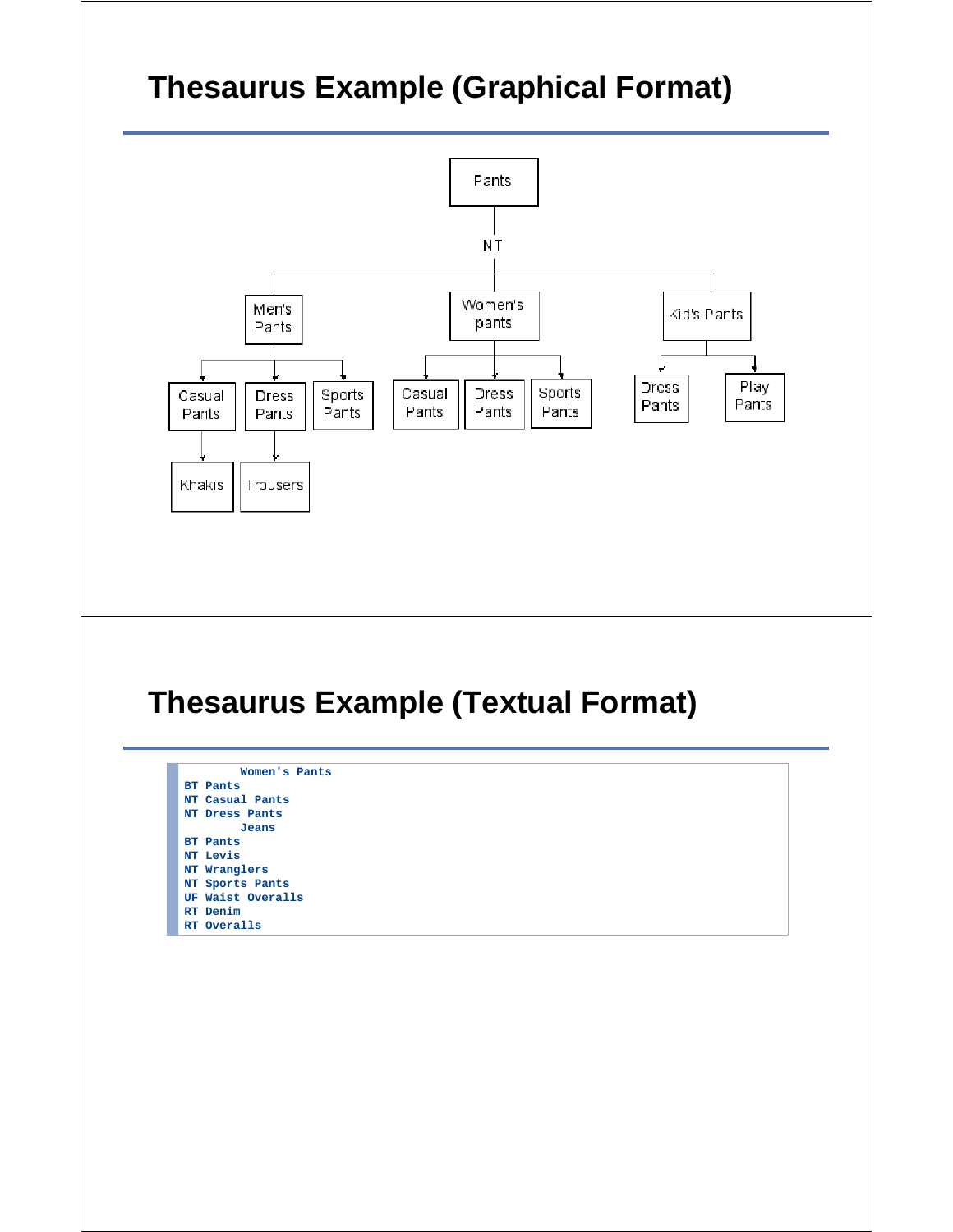# Thesaurus Example (Graphical Format)

Pants

NT

Men's Pants — Casual Pants (Khakis), Dress Pants (Trousers), Sports Pants

Women's pants — Casual Pants, Dress Pants, Sports Pants

Kid's Pants — Dress Pants, Play Pants

# Thesaurus Example (Textual Format)

```
        Women's Pants
BT Pants
NT Casual Pants
NT Dress Pants
        Jeans
BT Pants
NT Levis
NT Wranglers
NT Sports Pants
UF Waist Overalls
RT Denim
RT Overalls
```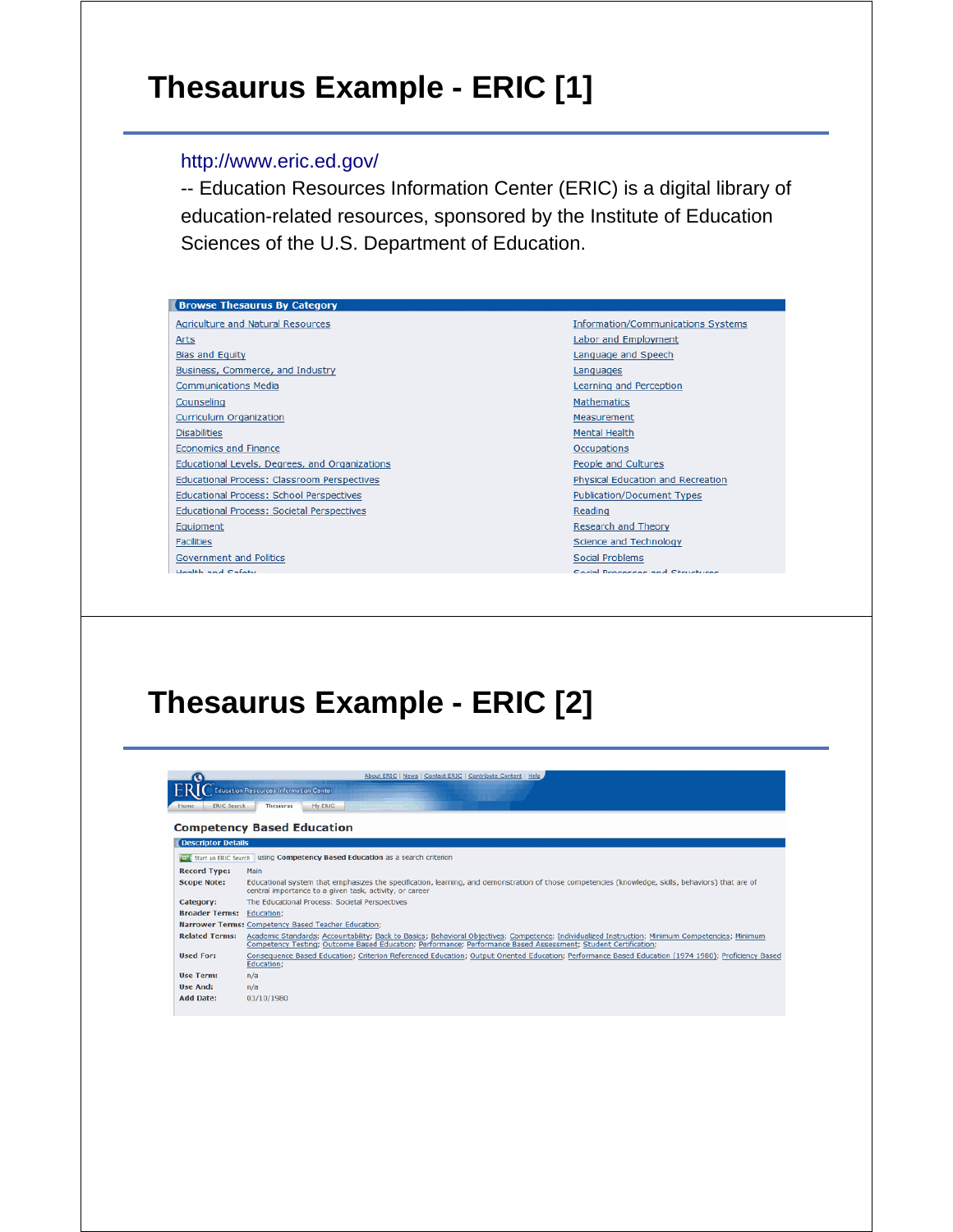# Thesaurus Example - ERIC [1]

http://www.eric.ed.gov/

-- Education Resources Information Center (ERIC) is a digital library of education-related resources, sponsored by the Institute of Education Sciences of the U.S. Department of Education.

**Browse Thesaurus By Category**

| | |
|---|---|
| Agriculture and Natural Resources | Information/Communications Systems |
| Arts | Labor and Employment |
| Bias and Equity | Language and Speech |
| Business, Commerce, and Industry | Languages |
| Communications Media | Learning and Perception |
| Counseling | Mathematics |
| Curriculum Organization | Measurement |
| Disabilities | Mental Health |
| Economics and Finance | Occupations |
| Educational Levels, Degrees, and Organizations | People and Cultures |
| Educational Process: Classroom Perspectives | Physical Education and Recreation |
| Educational Process: School Perspectives | Publication/Document Types |
| Educational Process: Societal Perspectives | Reading |
| Equipment | Research and Theory |
| Facilities | Science and Technology |
| Government and Politics | Social Problems |
| Health and Safety | Social Processes and Structures |

# Thesaurus Example - ERIC [2]

ERIC Education Resources Information Center

About ERIC | News | Contact ERIC | Contribute Content | Help

Home | ERIC Search | Thesaurus | My ERIC

## Competency Based Education

**Descriptor Details**

Start an ERIC Search using **Competency Based Education** as a search criterion

| | |
|---|---|
| **Record Type:** | Main |
| **Scope Note:** | Educational system that emphasizes the specification, learning, and demonstration of those competencies (knowledge, skills, behaviors) that are of central importance to a given task, activity, or career |
| **Category:** | The Educational Process: Societal Perspectives |
| **Broader Terms:** | Education; |
| **Narrower Terms:** | Competency Based Teacher Education; |
| **Related Terms:** | Academic Standards; Accountability; Back to Basics; Behavioral Objectives; Competence; Individualized Instruction; Minimum Competencies; Minimum Competency Testing; Outcome Based Education; Performance; Performance Based Assessment; Student Certification; |
| **Used For:** | Consequence Based Education; Criterion Referenced Education; Output Oriented Education; Performance Based Education (1974 1980); Proficiency Based Education; |
| **Use Term:** | n/a |
| **Use And:** | n/a |
| **Add Date:** | 03/10/1980 |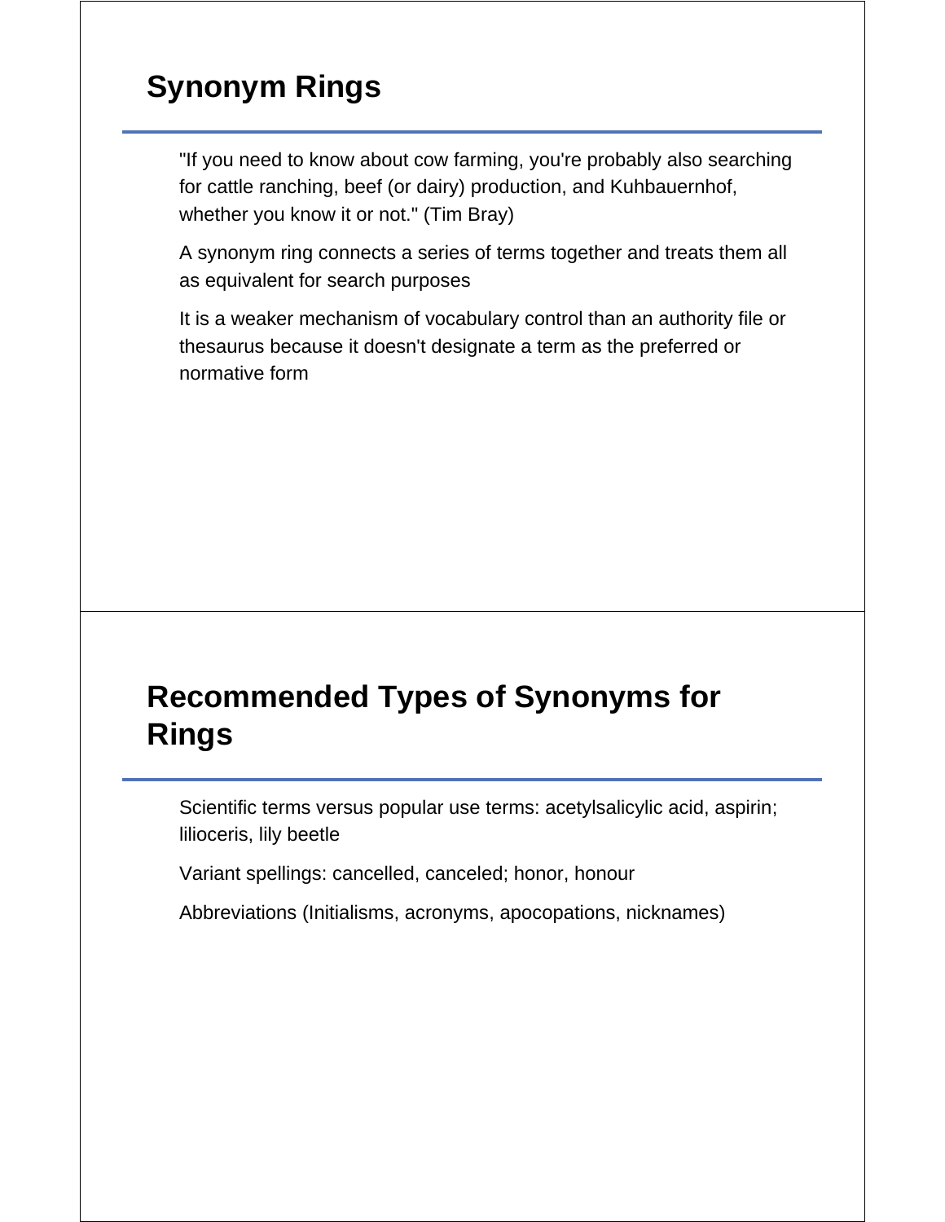## Synonym Rings

"If you need to know about cow farming, you're probably also searching for cattle ranching, beef (or dairy) production, and Kuhbauernhof, whether you know it or not." (Tim Bray)

A synonym ring connects a series of terms together and treats them all as equivalent for search purposes

It is a weaker mechanism of vocabulary control than an authority file or thesaurus because it doesn't designate a term as the preferred or normative form

## Recommended Types of Synonyms for Rings

Scientific terms versus popular use terms: acetylsalicylic acid, aspirin; lilioceris, lily beetle

Variant spellings: cancelled, canceled; honor, honour

Abbreviations (Initialisms, acronyms, apocopations, nicknames)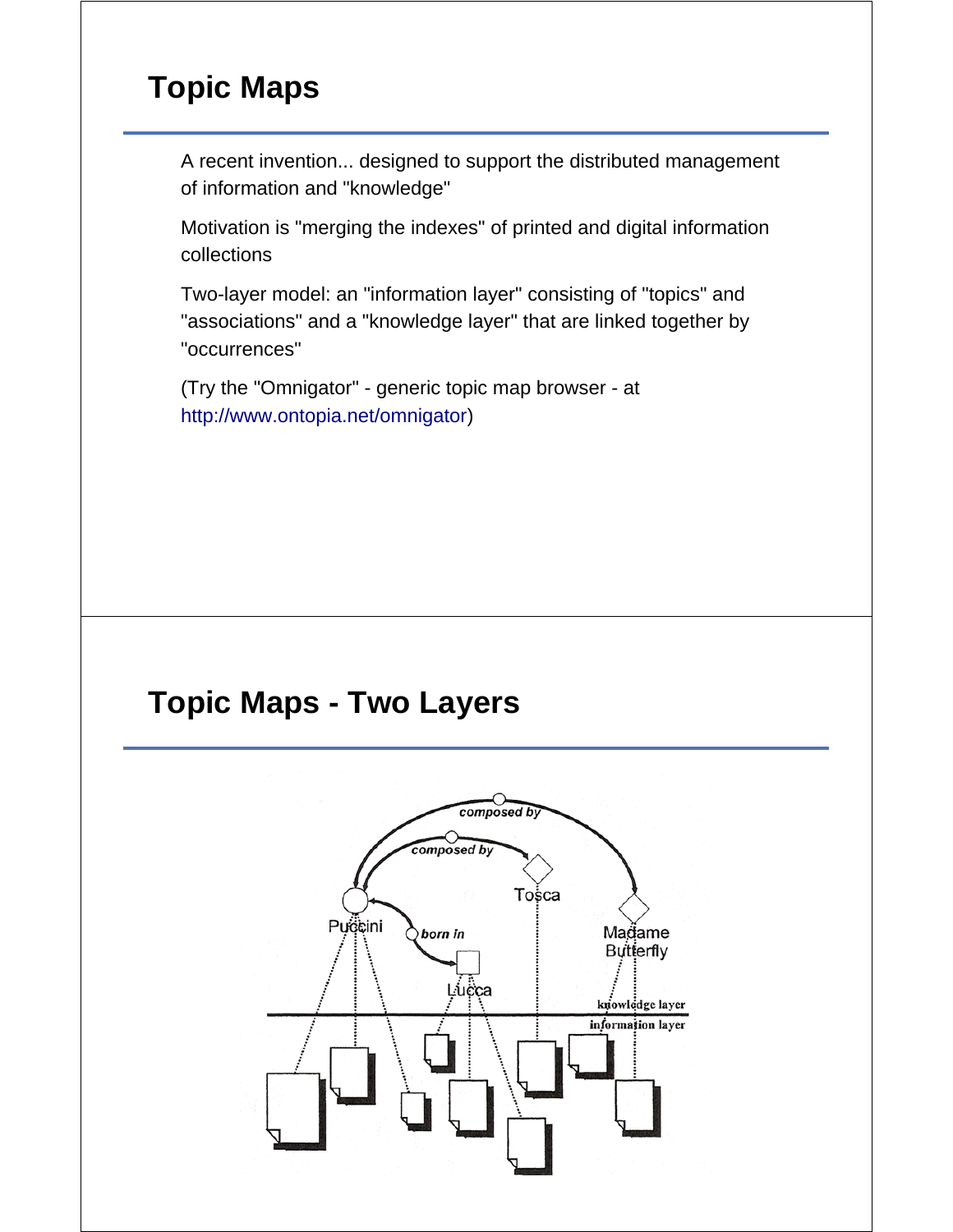# Topic Maps

A recent invention... designed to support the distributed management of information and "knowledge"

Motivation is "merging the indexes" of printed and digital information collections

Two-layer model: an "information layer" consisting of "topics" and "associations" and a "knowledge layer" that are linked together by "occurrences"

(Try the "Omnigator" - generic topic map browser - at http://www.ontopia.net/omnigator)

# Topic Maps - Two Layers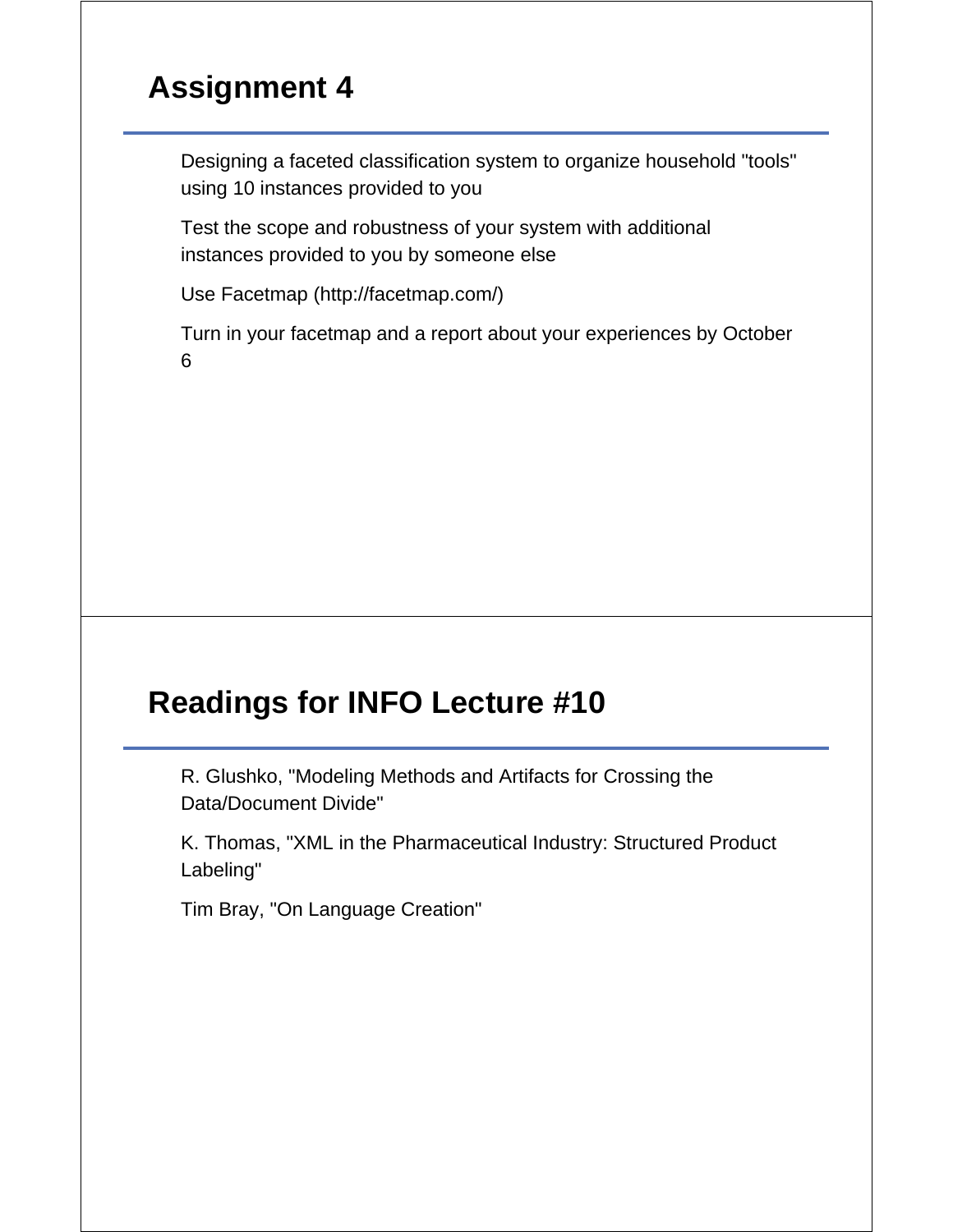# Assignment 4

Designing a faceted classification system to organize household "tools" using 10 instances provided to you

Test the scope and robustness of your system with additional instances provided to you by someone else

Use Facetmap (http://facetmap.com/)

Turn in your facetmap and a report about your experiences by October 6

# Readings for INFO Lecture #10

R. Glushko, "Modeling Methods and Artifacts for Crossing the Data/Document Divide"

K. Thomas, "XML in the Pharmaceutical Industry: Structured Product Labeling"

Tim Bray, "On Language Creation"